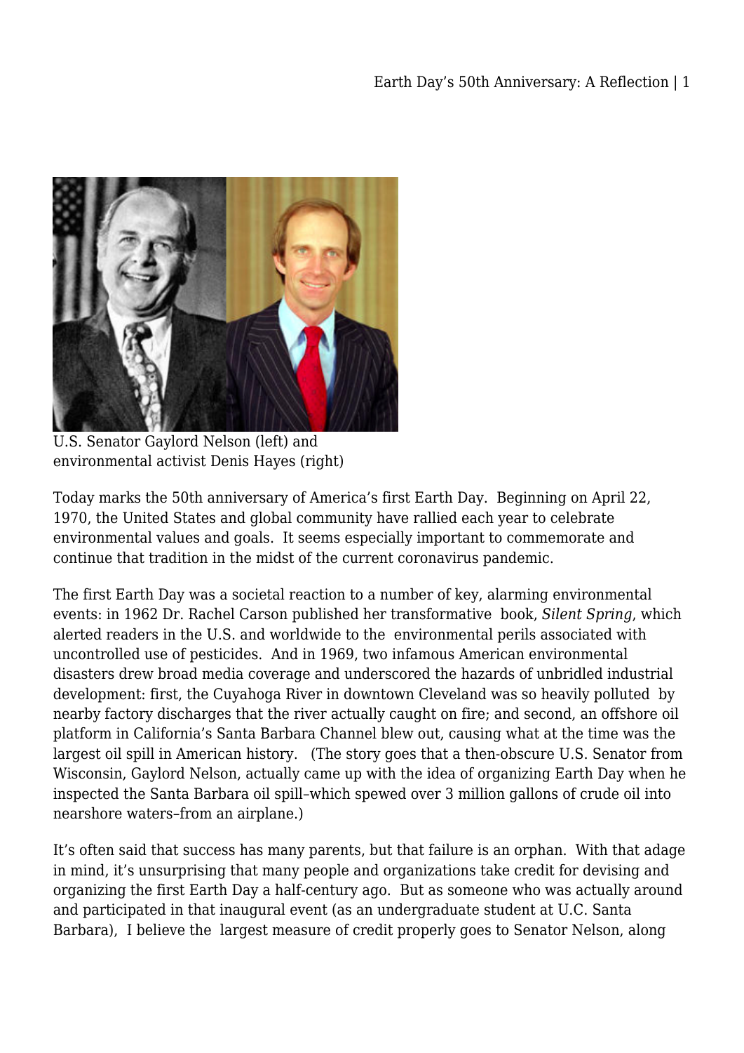U.S. Senator Gaylord Nelson (left) and environmental activist Denis Hayes (right)

Today marks the 50th anniversary of America's first Earth Day. Beginning on April 22, 1970, the United States and global community have rallied each year to celebrate environmental values and goals. It seems especially important to commemorate and continue that tradition in the midst of the current coronavirus pandemic.

The first Earth Day was a societal reaction to a number of key, alarming environmental events: in 1962 Dr. Rachel Carson published her transformative book, *Silent Spring*, which alerted readers in the U.S. and worldwide to the environmental perils associated with uncontrolled use of pesticides. And in 1969, two infamous American environmental disasters drew broad media coverage and underscored the hazards of unbridled industrial development: first, the Cuyahoga River in downtown Cleveland was so heavily polluted by nearby factory discharges that the river actually caught on fire; and second, an offshore oil platform in California's Santa Barbara Channel blew out, causing what at the time was the largest oil spill in American history. (The story goes that a then-obscure U.S. Senator from Wisconsin, Gaylord Nelson, actually came up with the idea of organizing Earth Day when he inspected the Santa Barbara oil spill–which spewed over 3 million gallons of crude oil into nearshore waters–from an airplane.)

It's often said that success has many parents, but that failure is an orphan. With that adage in mind, it's unsurprising that many people and organizations take credit for devising and organizing the first Earth Day a half-century ago. But as someone who was actually around and participated in that inaugural event (as an undergraduate student at U.C. Santa Barbara), I believe the largest measure of credit properly goes to Senator Nelson, along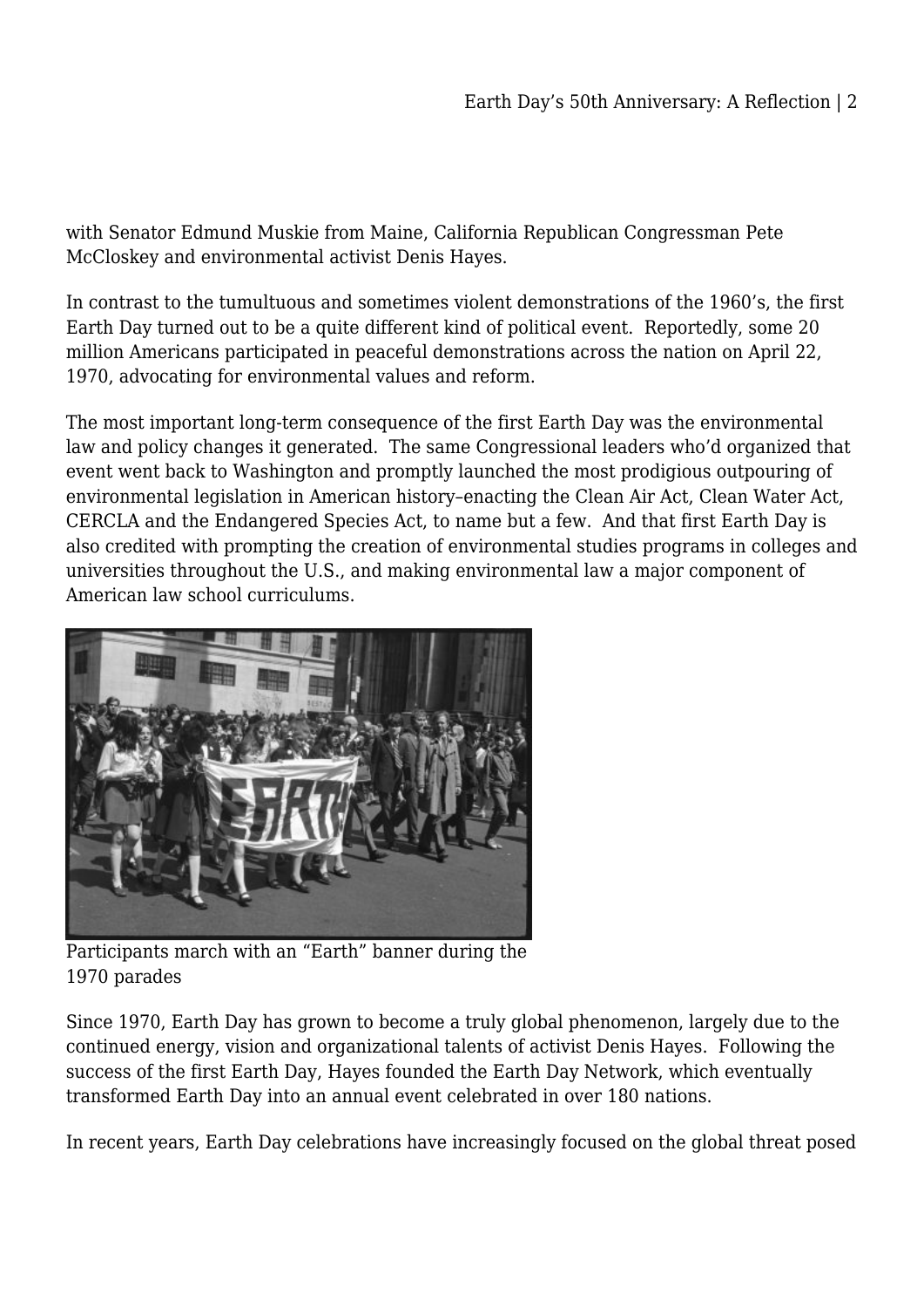with Senator Edmund Muskie from Maine, California Republican Congressman Pete McCloskey and environmental activist Denis Hayes.

In contrast to the tumultuous and sometimes violent demonstrations of the 1960's, the first Earth Day turned out to be a quite different kind of political event. Reportedly, some 20 million Americans participated in peaceful demonstrations across the nation on April 22, 1970, advocating for environmental values and reform.

The most important long-term consequence of the first Earth Day was the environmental law and policy changes it generated. The same Congressional leaders who'd organized that event went back to Washington and promptly launched the most prodigious outpouring of environmental legislation in American history–enacting the Clean Air Act, Clean Water Act, CERCLA and the Endangered Species Act, to name but a few. And that first Earth Day is also credited with prompting the creation of environmental studies programs in colleges and universities throughout the U.S., and making environmental law a major component of American law school curriculums.

Participants march with an "Earth" banner during the 1970 parades

Since 1970, Earth Day has grown to become a truly global phenomenon, largely due to the continued energy, vision and organizational talents of activist Denis Hayes. Following the success of the first Earth Day, Hayes founded the Earth Day Network, which eventually transformed Earth Day into an annual event celebrated in over 180 nations.

In recent years, Earth Day celebrations have increasingly focused on the global threat posed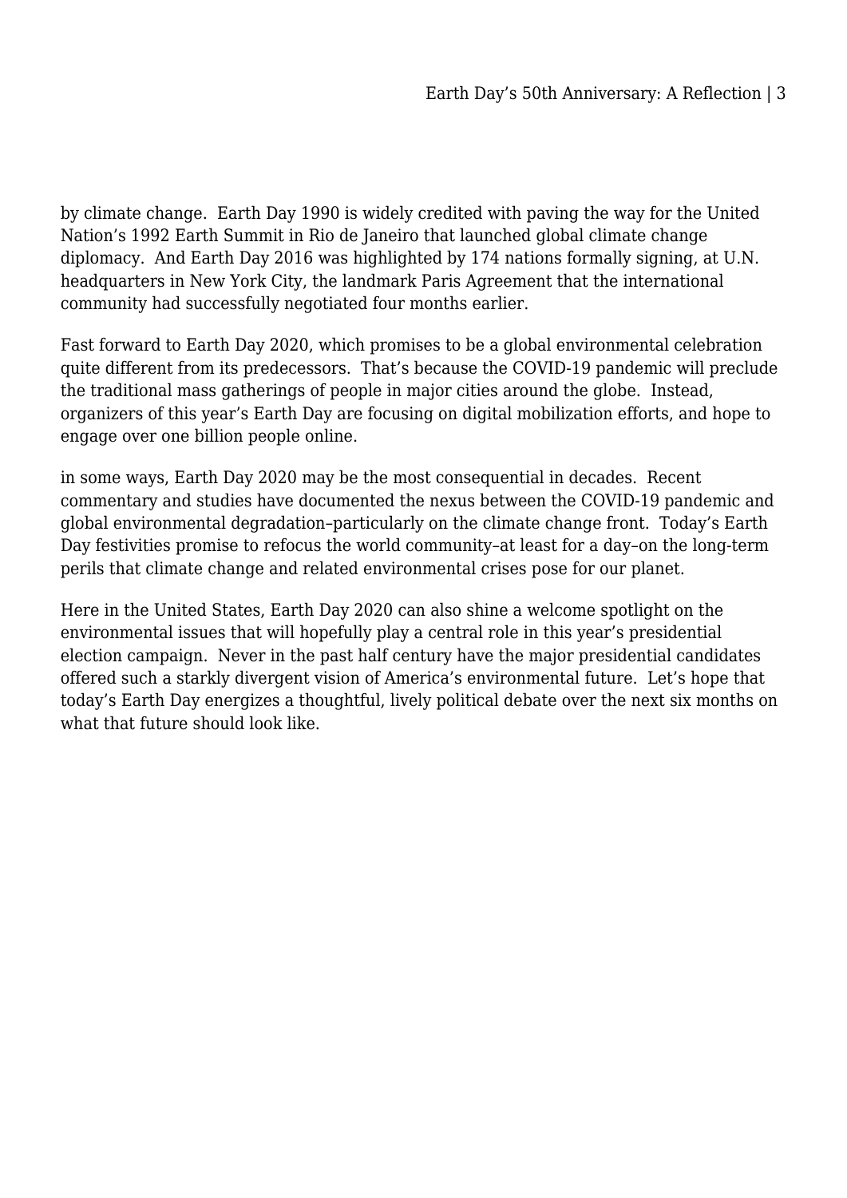by climate change. Earth Day 1990 is widely credited with paving the way for the United Nation's 1992 Earth Summit in Rio de Janeiro that launched global climate change diplomacy. And Earth Day 2016 was highlighted by 174 nations formally signing, at U.N. headquarters in New York City, the landmark Paris Agreement that the international community had successfully negotiated four months earlier.

Fast forward to Earth Day 2020, which promises to be a global environmental celebration quite different from its predecessors. That's because the COVID-19 pandemic will preclude the traditional mass gatherings of people in major cities around the globe. Instead, organizers of this year's Earth Day are focusing on digital mobilization efforts, and hope to engage over one billion people online.

in some ways, Earth Day 2020 may be the most consequential in decades. Recent commentary and studies have documented the nexus between the COVID-19 pandemic and global environmental degradation–particularly on the climate change front. Today's Earth Day festivities promise to refocus the world community–at least for a day–on the long-term perils that climate change and related environmental crises pose for our planet.

Here in the United States, Earth Day 2020 can also shine a welcome spotlight on the environmental issues that will hopefully play a central role in this year's presidential election campaign. Never in the past half century have the major presidential candidates offered such a starkly divergent vision of America's environmental future. Let's hope that today's Earth Day energizes a thoughtful, lively political debate over the next six months on what that future should look like.